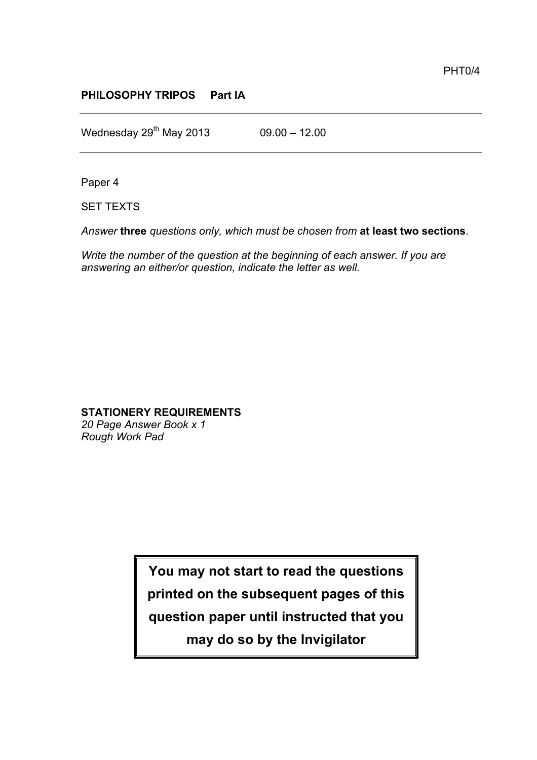PHT0/4

**PHILOSOPHY TRIPOS Part IA**

---

Wednesday 29th May 2013 09.00 – 12.00

---

Paper 4

SET TEXTS

*Answer* **three** *questions only, which must be chosen from* **at least two sections**.

*Write the number of the question at the beginning of each answer. If you are answering an either/or question, indicate the letter as well.*

**STATIONERY REQUIREMENTS**
*20 Page Answer Book x 1*
*Rough Work Pad*

**You may not start to read the questions printed on the subsequent pages of this question paper until instructed that you may do so by the Invigilator**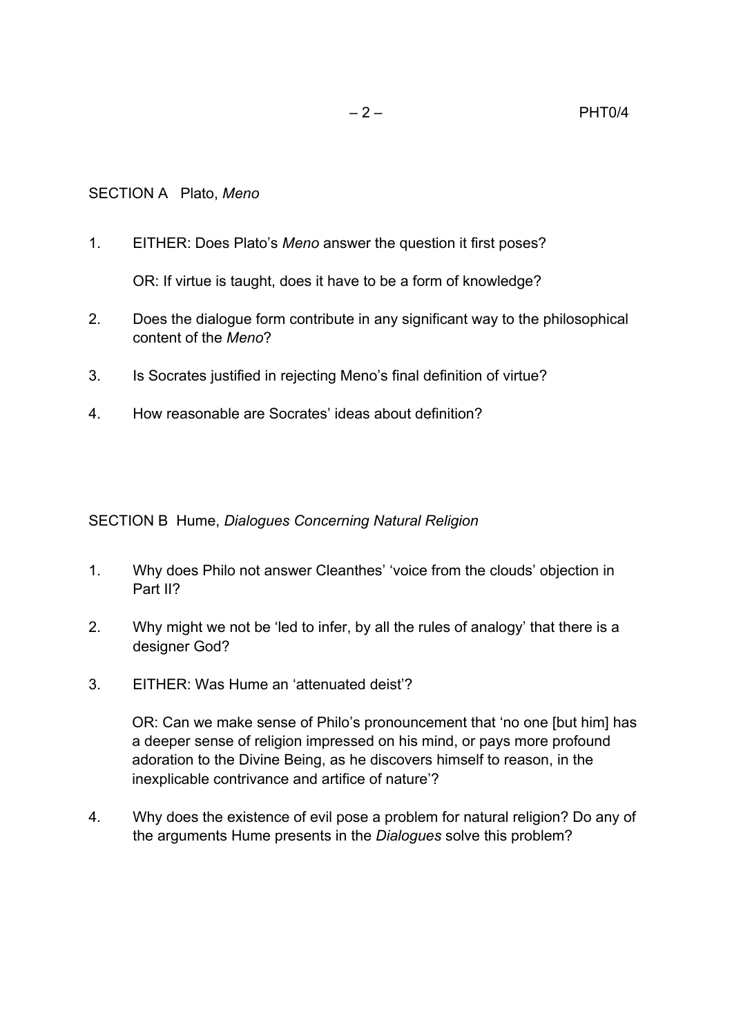## SECTION A Plato, *Meno*

1. EITHER: Does Plato's *Meno* answer the question it first poses?

   OR: If virtue is taught, does it have to be a form of knowledge?

2. Does the dialogue form contribute in any significant way to the philosophical content of the *Meno*?

3. Is Socrates justified in rejecting Meno's final definition of virtue?

4. How reasonable are Socrates' ideas about definition?

## SECTION B Hume, *Dialogues Concerning Natural Religion*

1. Why does Philo not answer Cleanthes' 'voice from the clouds' objection in Part II?

2. Why might we not be 'led to infer, by all the rules of analogy' that there is a designer God?

3. EITHER: Was Hume an 'attenuated deist'?

   OR: Can we make sense of Philo's pronouncement that 'no one [but him] has a deeper sense of religion impressed on his mind, or pays more profound adoration to the Divine Being, as he discovers himself to reason, in the inexplicable contrivance and artifice of nature'?

4. Why does the existence of evil pose a problem for natural religion? Do any of the arguments Hume presents in the *Dialogues* solve this problem?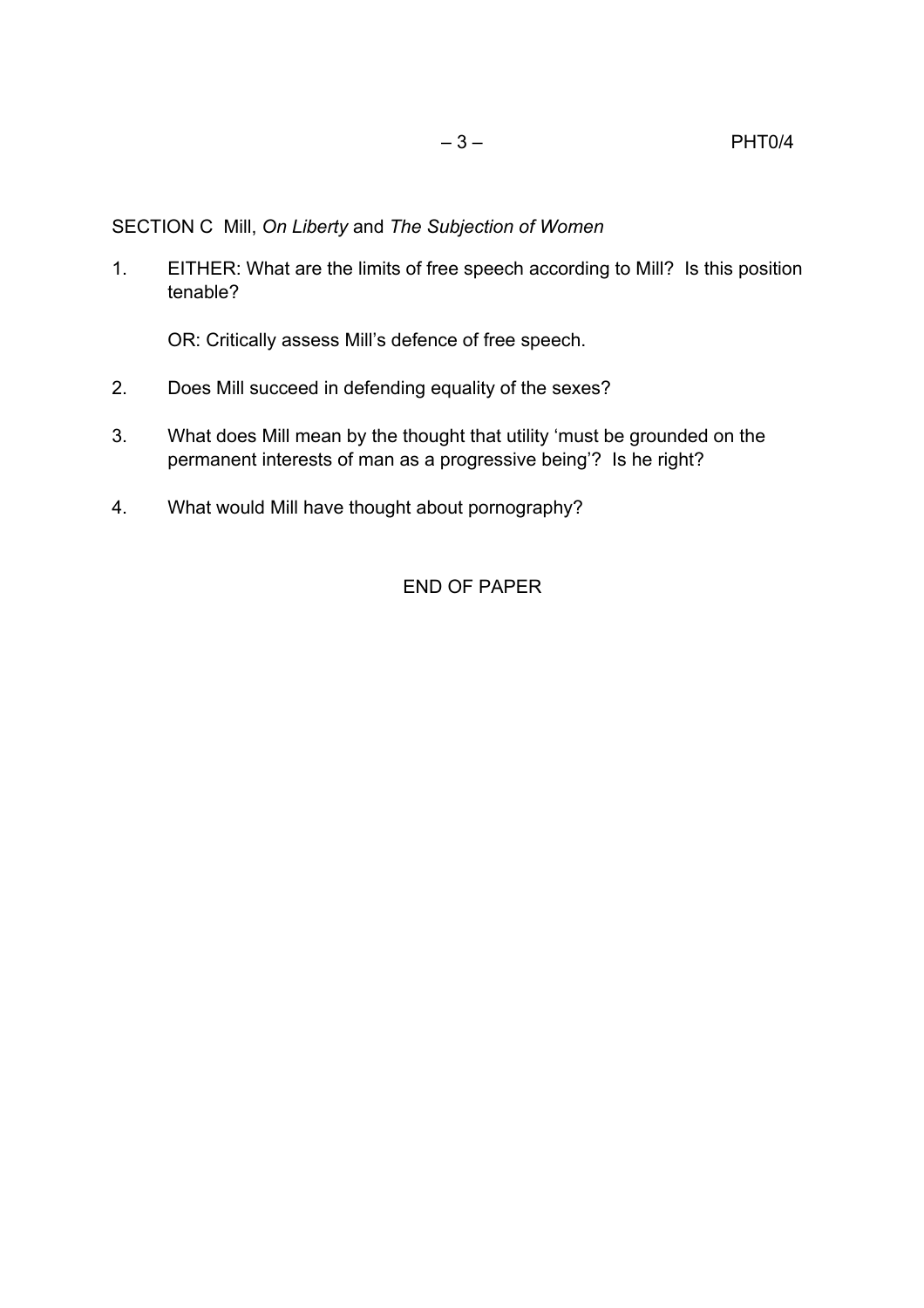SECTION C Mill, *On Liberty* and *The Subjection of Women*

1. EITHER: What are the limits of free speech according to Mill? Is this position tenable?

   OR: Critically assess Mill's defence of free speech.

2. Does Mill succeed in defending equality of the sexes?

3. What does Mill mean by the thought that utility 'must be grounded on the permanent interests of man as a progressive being'? Is he right?

4. What would Mill have thought about pornography?

END OF PAPER